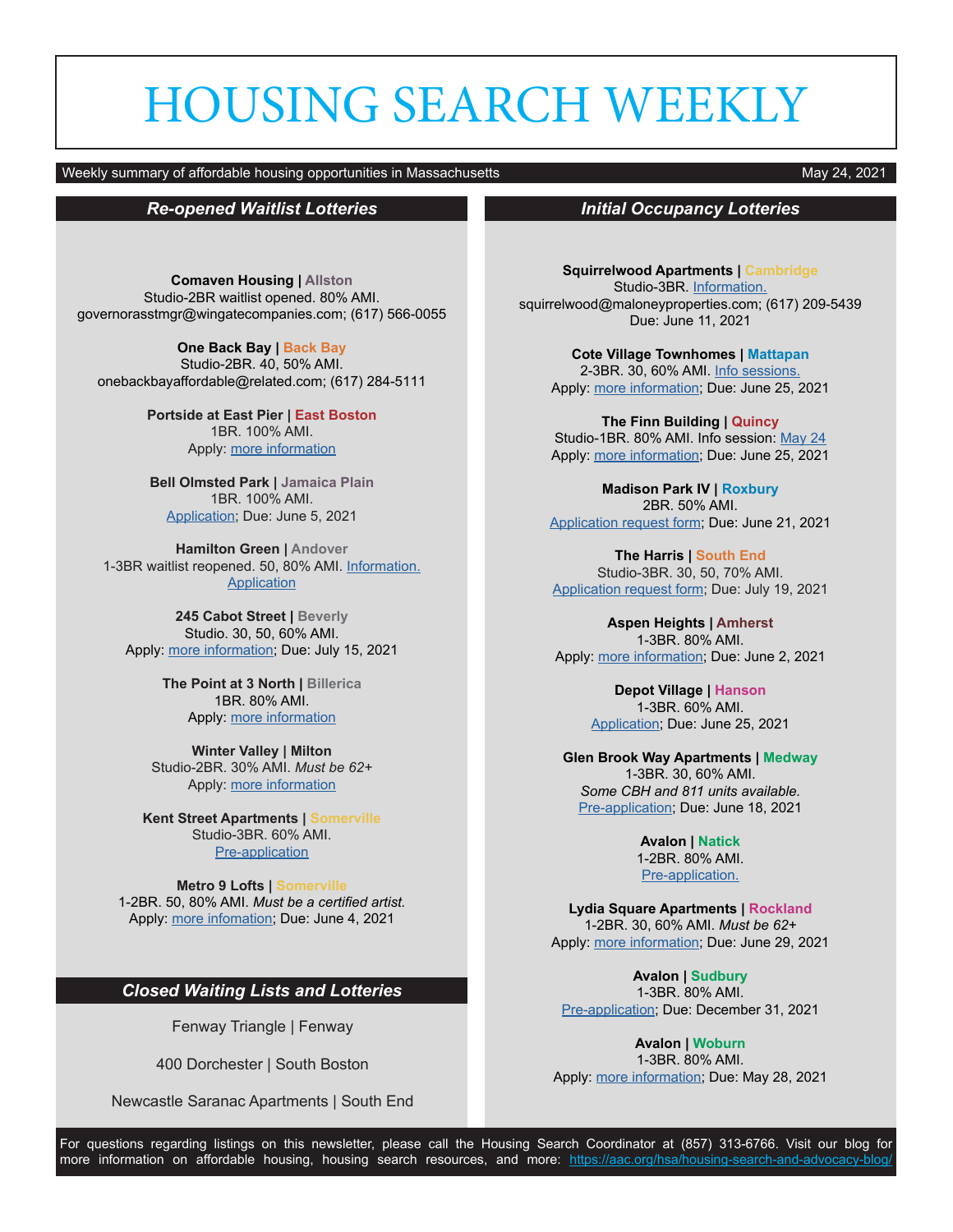# HOUSING SEARCH WEEKLY

Weekly summary of affordable housing opportunities in Massachusetts — May 24, 2021

## Re-opened Waitlist Lotteries

**Comaven Housing | Allston**
Studio-2BR waitlist opened. 80% AMI.
governorasstmgr@wingatecompanies.com; (617) 566-0055

**One Back Bay | Back Bay**
Studio-2BR. 40, 50% AMI.
onebackbayaffordable@related.com; (617) 284-5111

**Portside at East Pier | East Boston**
1BR. 100% AMI.
Apply: more information

**Bell Olmsted Park | Jamaica Plain**
1BR. 100% AMI.
Application; Due: June 5, 2021

**Hamilton Green | Andover**
1-3BR waitlist reopened. 50, 80% AMI. Information.
Application

**245 Cabot Street | Beverly**
Studio. 30, 50, 60% AMI.
Apply: more information; Due: July 15, 2021

**The Point at 3 North | Billerica**
1BR. 80% AMI.
Apply: more information

**Winter Valley | Milton**
Studio-2BR. 30% AMI. *Must be 62+*
Apply: more information

**Kent Street Apartments | Somerville**
Studio-3BR. 60% AMI.
Pre-application

**Metro 9 Lofts | Somerville**
1-2BR. 50, 80% AMI. *Must be a certified artist.*
Apply: more infomation; Due: June 4, 2021

## Closed Waiting Lists and Lotteries

Fenway Triangle | Fenway

400 Dorchester | South Boston

Newcastle Saranac Apartments | South End

## Initial Occupancy Lotteries

**Squirrelwood Apartments | Cambridge**
Studio-3BR. Information.
squirrelwood@maloneyproperties.com; (617) 209-5439
Due: June 11, 2021

**Cote Village Townhomes | Mattapan**
2-3BR. 30, 60% AMI. Info sessions.
Apply: more information; Due: June 25, 2021

**The Finn Building | Quincy**
Studio-1BR. 80% AMI. Info session: May 24
Apply: more information; Due: June 25, 2021

**Madison Park IV | Roxbury**
2BR. 50% AMI.
Application request form; Due: June 21, 2021

**The Harris | South End**
Studio-3BR. 30, 50, 70% AMI.
Application request form; Due: July 19, 2021

**Aspen Heights | Amherst**
1-3BR. 80% AMI.
Apply: more information; Due: June 2, 2021

**Depot Village | Hanson**
1-3BR. 60% AMI.
Application; Due: June 25, 2021

**Glen Brook Way Apartments | Medway**
1-3BR. 30, 60% AMI.
*Some CBH and 811 units available.*
Pre-application; Due: June 18, 2021

**Avalon | Natick**
1-2BR. 80% AMI.
Pre-application.

**Lydia Square Apartments | Rockland**
1-2BR. 30, 60% AMI. *Must be 62+*
Apply: more information; Due: June 29, 2021

**Avalon | Sudbury**
1-3BR. 80% AMI.
Pre-application; Due: December 31, 2021

**Avalon | Woburn**
1-3BR. 80% AMI.
Apply: more information; Due: May 28, 2021

For questions regarding listings on this newsletter, please call the Housing Search Coordinator at (857) 313-6766. Visit our blog for more information on affordable housing, housing search resources, and more: https://aac.org/hsa/housing-search-and-advocacy-blog/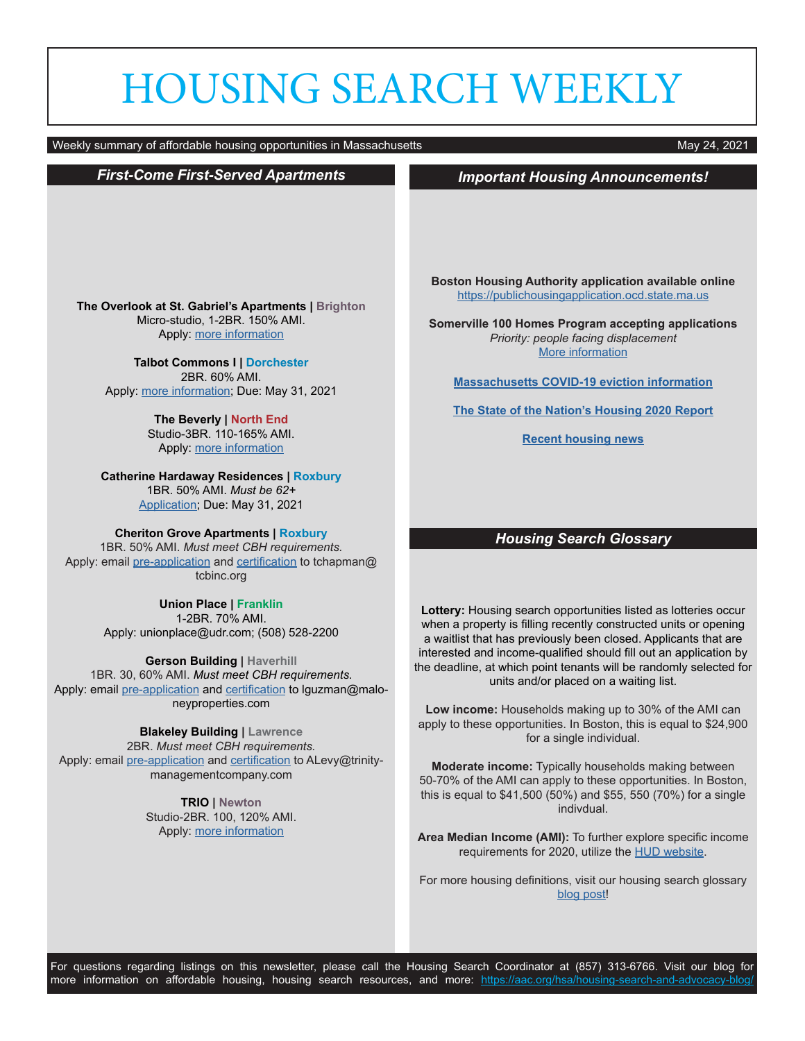# HOUSING SEARCH WEEKLY

Weekly summary of affordable housing opportunities in Massachusetts

May 24, 2021

## First-Come First-Served Apartments

**The Overlook at St. Gabriel's Apartments | Brighton**
Micro-studio, 1-2BR. 150% AMI.
Apply: more information

**Talbot Commons I | Dorchester**
2BR. 60% AMI.
Apply: more information; Due: May 31, 2021

**The Beverly | North End**
Studio-3BR. 110-165% AMI.
Apply: more information

**Catherine Hardaway Residences | Roxbury**
1BR. 50% AMI. *Must be 62+*
Application; Due: May 31, 2021

**Cheriton Grove Apartments | Roxbury**
1BR. 50% AMI. *Must meet CBH requirements.*
Apply: email pre-application and certification to tchapman@tcbinc.org

**Union Place | Franklin**
1-2BR. 70% AMI.
Apply: unionplace@udr.com; (508) 528-2200

**Gerson Building | Haverhill**
1BR. 30, 60% AMI. *Must meet CBH requirements.*
Apply: email pre-application and certification to lguzman@maloneyproperties.com

**Blakeley Building | Lawrence**
2BR. *Must meet CBH requirements.*
Apply: email pre-application and certification to ALevy@trinity-managementcompany.com

**TRIO | Newton**
Studio-2BR. 100, 120% AMI.
Apply: more information

## Important Housing Announcements!

**Boston Housing Authority application available online**
https://publichousingapplication.ocd.state.ma.us

**Somerville 100 Homes Program accepting applications**
*Priority: people facing displacement*
More information

**Massachusetts COVID-19 eviction information**

**The State of the Nation's Housing 2020 Report**

**Recent housing news**

## Housing Search Glossary

**Lottery:** Housing search opportunities listed as lotteries occur when a property is filling recently constructed units or opening a waitlist that has previously been closed. Applicants that are interested and income-qualified should fill out an application by the deadline, at which point tenants will be randomly selected for units and/or placed on a waiting list.

**Low income:** Households making up to 30% of the AMI can apply to these opportunities. In Boston, this is equal to $24,900 for a single individual.

**Moderate income:** Typically households making between 50-70% of the AMI can apply to these opportunities. In Boston, this is equal to $41,500 (50%) and $55, 550 (70%) for a single indivdual.

**Area Median Income (AMI):** To further explore specific income requirements for 2020, utilize the HUD website.

For more housing definitions, visit our housing search glossary blog post!

For questions regarding listings on this newsletter, please call the Housing Search Coordinator at (857) 313-6766. Visit our blog for more information on affordable housing, housing search resources, and more: https://aac.org/hsa/housing-search-and-advocacy-blog/